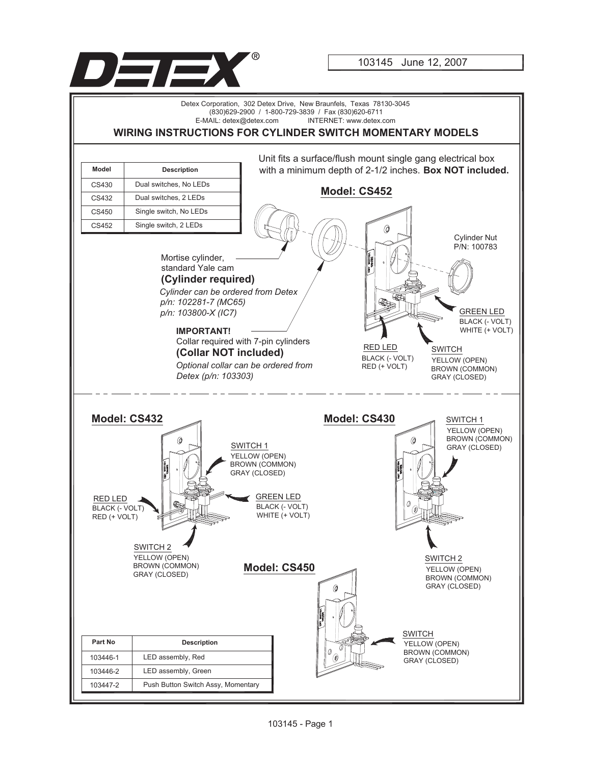DETEX®

103145 June 12, 2007

Detex Corporation, 302 Detex Drive, New Braunfels, Texas 78130-3045
(830)629-2900 / 1-800-729-3839 / Fax (830)620-6711
E-MAIL: detex@detex.com INTERNET: www.detex.com

## WIRING INSTRUCTIONS FOR CYLINDER SWITCH MOMENTARY MODELS

| Model | Description |
|---|---|
| CS430 | Dual switches, No LEDs |
| CS432 | Dual switches, 2 LEDs |
| CS450 | Single switch, No LEDs |
| CS452 | Single switch, 2 LEDs |

Unit fits a surface/flush mount single gang electrical box with a minimum depth of 2-1/2 inches. **Box NOT included.**

### Model: CS452

Mortise cylinder, standard Yale cam
**(Cylinder required)**
*Cylinder can be ordered from Detex*
*p/n: 102281-7 (MC65)*
*p/n: 103800-X (IC7)*

**IMPORTANT!**
Collar required with 7-pin cylinders
**(Collar NOT included)**
*Optional collar can be ordered from Detex (p/n: 103303)*

Cylinder Nut
P/N: 100783

GREEN LED
BLACK (- VOLT)
WHITE (+ VOLT)

RED LED
BLACK (- VOLT)
RED (+ VOLT)

SWITCH
YELLOW (OPEN)
BROWN (COMMON)
GRAY (CLOSED)

### Model: CS432

SWITCH 1
YELLOW (OPEN)
BROWN (COMMON)
GRAY (CLOSED)

RED LED
BLACK (- VOLT)
RED (+ VOLT)

GREEN LED
BLACK (- VOLT)
WHITE (+ VOLT)

SWITCH 2
YELLOW (OPEN)
BROWN (COMMON)
GRAY (CLOSED)

### Model: CS430

SWITCH 1
YELLOW (OPEN)
BROWN (COMMON)
GRAY (CLOSED)

SWITCH 2
YELLOW (OPEN)
BROWN (COMMON)
GRAY (CLOSED)

### Model: CS450

SWITCH
YELLOW (OPEN)
BROWN (COMMON)
GRAY (CLOSED)

| Part No | Description |
|---|---|
| 103446-1 | LED assembly, Red |
| 103446-2 | LED assembly, Green |
| 103447-2 | Push Button Switch Assy, Momentary |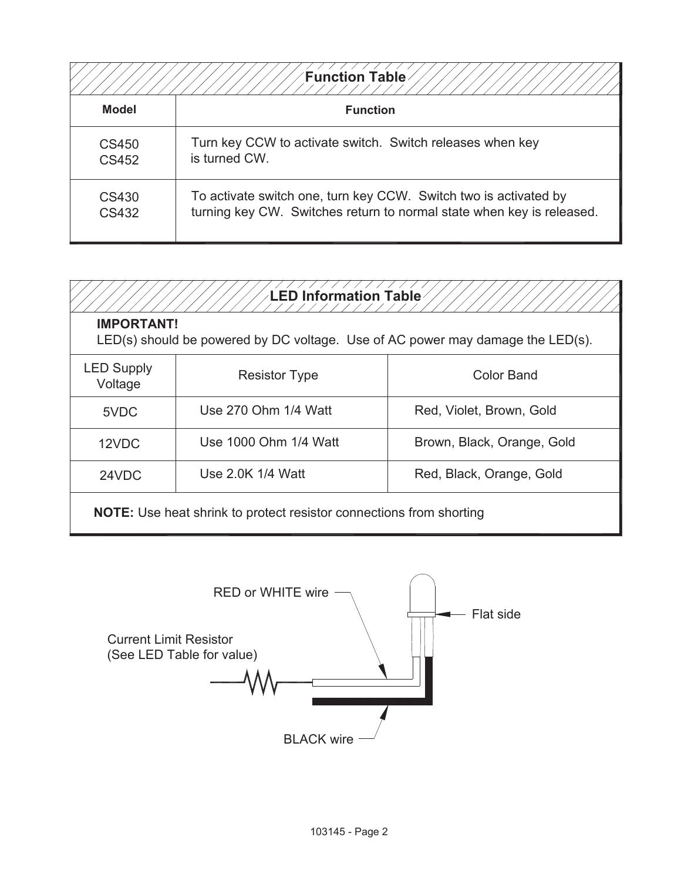## Function Table

| Model | Function |
| --- | --- |
| CS450<br>CS452 | Turn key CCW to activate switch. Switch releases when key is turned CW. |
| CS430<br>CS432 | To activate switch one, turn key CCW. Switch two is activated by turning key CW. Switches return to normal state when key is released. |

## LED Information Table

**IMPORTANT!**
LED(s) should be powered by DC voltage. Use of AC power may damage the LED(s).

| LED Supply Voltage | Resistor Type | Color Band |
| --- | --- | --- |
| 5VDC | Use 270 Ohm 1/4 Watt | Red, Violet, Brown, Gold |
| 12VDC | Use 1000 Ohm 1/4 Watt | Brown, Black, Orange, Gold |
| 24VDC | Use 2.0K 1/4 Watt | Red, Black, Orange, Gold |

**NOTE:** Use heat shrink to protect resistor connections from shorting

RED or WHITE wire

Flat side

Current Limit Resistor
(See LED Table for value)

BLACK wire